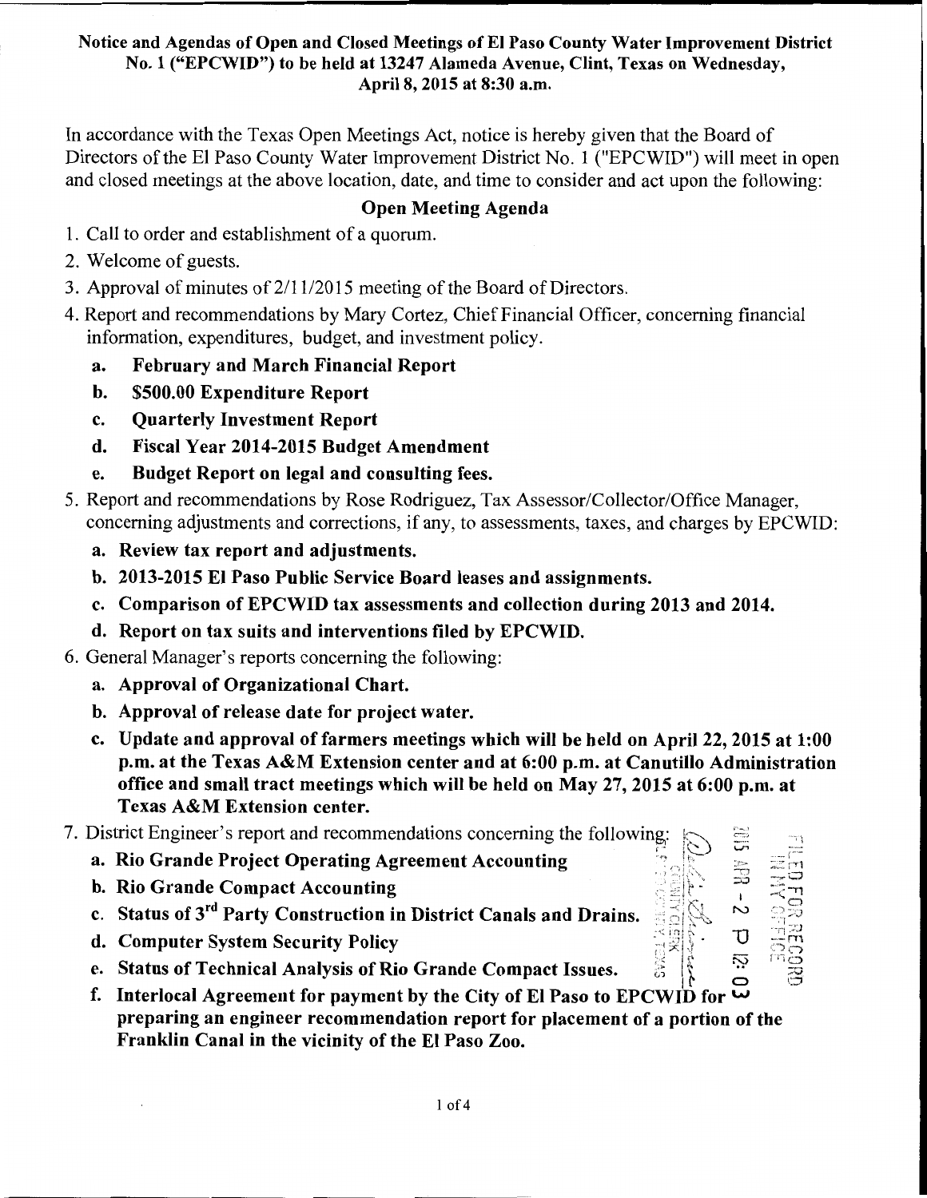**Notice and Agendas of Open and Closed Meetings of El Paso County Water Improvement District No. 1 ("EPCWID") to be held at 13247 Alameda Avenue, Clint, Texas on Wednesday, April 8, 2015 at 8:30 a.m.**

In accordance with the Texas Open Meetings Act, notice is hereby given that the Board of Directors of the El Paso County Water Improvement District No. 1 ("EPCWID") will meet in open and closed meetings at the above location, date, and time to consider and act upon the following:

## Open Meeting Agenda

1. Call to order and establishment of a quorum.
2. Welcome of guests.
3. Approval of minutes of 2/11/2015 meeting of the Board of Directors.
4. Report and recommendations by Mary Cortez, Chief Financial Officer, concerning financial information, expenditures, budget, and investment policy.
   - a. **February and March Financial Report**
   - b. **$500.00 Expenditure Report**
   - c. **Quarterly Investment Report**
   - d. **Fiscal Year 2014-2015 Budget Amendment**
   - e. **Budget Report on legal and consulting fees.**
5. Report and recommendations by Rose Rodriguez, Tax Assessor/Collector/Office Manager, concerning adjustments and corrections, if any, to assessments, taxes, and charges by EPCWID:
   - a. **Review tax report and adjustments.**
   - b. **2013-2015 El Paso Public Service Board leases and assignments.**
   - c. **Comparison of EPCWID tax assessments and collection during 2013 and 2014.**
   - d. **Report on tax suits and interventions filed by EPCWID.**
6. General Manager's reports concerning the following:
   - a. **Approval of Organizational Chart.**
   - b. **Approval of release date for project water.**
   - c. **Update and approval of farmers meetings which will be held on April 22, 2015 at 1:00 p.m. at the Texas A&M Extension center and at 6:00 p.m. at Canutillo Administration office and small tract meetings which will be held on May 27, 2015 at 6:00 p.m. at Texas A&M Extension center.**
7. District Engineer's report and recommendations concerning the following:
   - a. **Rio Grande Project Operating Agreement Accounting**
   - b. **Rio Grande Compact Accounting**
   - c. **Status of 3rd Party Construction in District Canals and Drains.**
   - d. **Computer System Security Policy**
   - e. **Status of Technical Analysis of Rio Grande Compact Issues.**
   - f. **Interlocal Agreement for payment by the City of El Paso to EPCWID for preparing an engineer recommendation report for placement of a portion of the Franklin Canal in the vicinity of the El Paso Zoo.**

FILED FOR RECORD IN MY OFFICE 2015 APR -2 P 12:03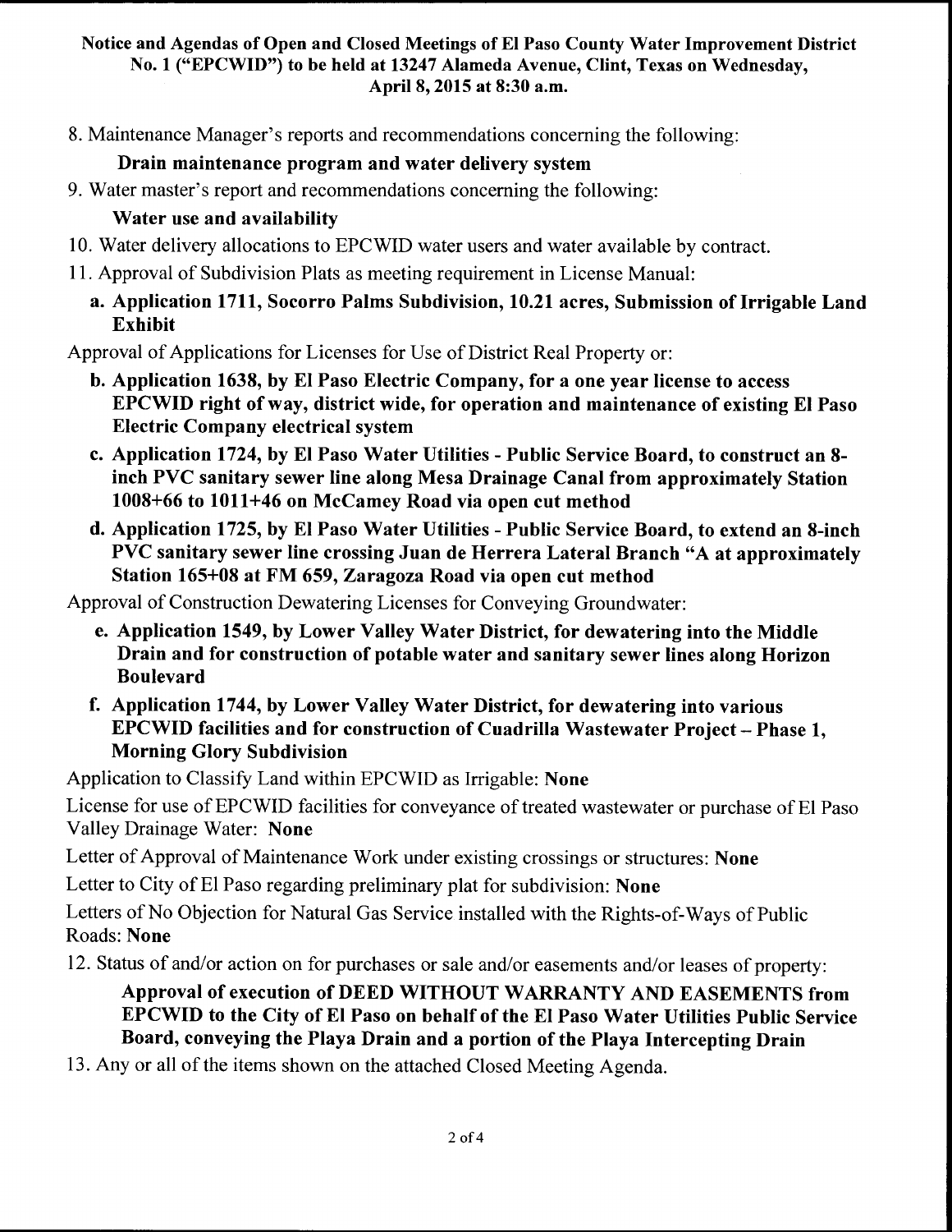**Notice and Agendas of Open and Closed Meetings of El Paso County Water Improvement District No. 1 ("EPCWID") to be held at 13247 Alameda Avenue, Clint, Texas on Wednesday, April 8, 2015 at 8:30 a.m.**

8. Maintenance Manager's reports and recommendations concerning the following:

   **Drain maintenance program and water delivery system**

9. Water master's report and recommendations concerning the following:

   **Water use and availability**

10. Water delivery allocations to EPCWID water users and water available by contract.

11. Approval of Subdivision Plats as meeting requirement in License Manual:

    **a. Application 1711, Socorro Palms Subdivision, 10.21 acres, Submission of Irrigable Land Exhibit**

Approval of Applications for Licenses for Use of District Real Property or:

**b. Application 1638, by El Paso Electric Company, for a one year license to access EPCWID right of way, district wide, for operation and maintenance of existing El Paso Electric Company electrical system**

**c. Application 1724, by El Paso Water Utilities - Public Service Board, to construct an 8-inch PVC sanitary sewer line along Mesa Drainage Canal from approximately Station 1008+66 to 1011+46 on McCamey Road via open cut method**

**d. Application 1725, by El Paso Water Utilities - Public Service Board, to extend an 8-inch PVC sanitary sewer line crossing Juan de Herrera Lateral Branch "A at approximately Station 165+08 at FM 659, Zaragoza Road via open cut method**

Approval of Construction Dewatering Licenses for Conveying Groundwater:

**e. Application 1549, by Lower Valley Water District, for dewatering into the Middle Drain and for construction of potable water and sanitary sewer lines along Horizon Boulevard**

**f. Application 1744, by Lower Valley Water District, for dewatering into various EPCWID facilities and for construction of Cuadrilla Wastewater Project – Phase 1, Morning Glory Subdivision**

Application to Classify Land within EPCWID as Irrigable: **None**

License for use of EPCWID facilities for conveyance of treated wastewater or purchase of El Paso Valley Drainage Water: **None**

Letter of Approval of Maintenance Work under existing crossings or structures: **None**

Letter to City of El Paso regarding preliminary plat for subdivision: **None**

Letters of No Objection for Natural Gas Service installed with the Rights-of-Ways of Public Roads: **None**

12. Status of and/or action on for purchases or sale and/or easements and/or leases of property:

    **Approval of execution of DEED WITHOUT WARRANTY AND EASEMENTS from EPCWID to the City of El Paso on behalf of the El Paso Water Utilities Public Service Board, conveying the Playa Drain and a portion of the Playa Intercepting Drain**

13. Any or all of the items shown on the attached Closed Meeting Agenda.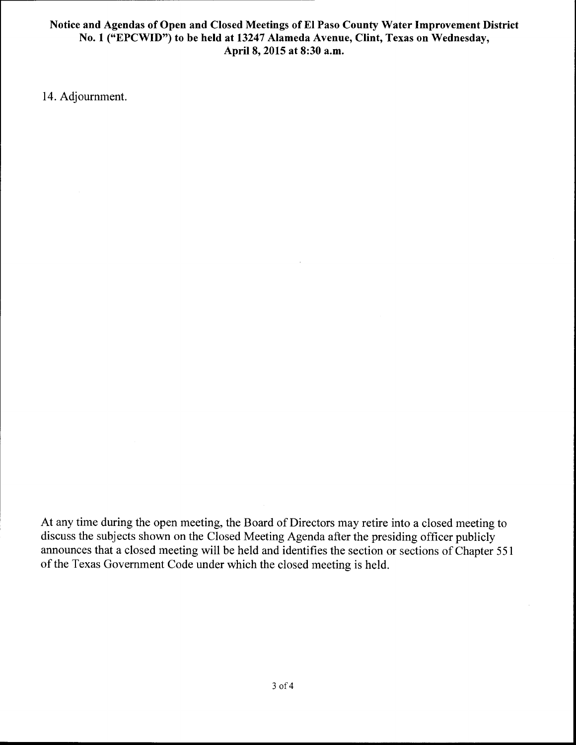14. Adjournment.

At any time during the open meeting, the Board of Directors may retire into a closed meeting to discuss the subjects shown on the Closed Meeting Agenda after the presiding officer publicly announces that a closed meeting will be held and identifies the section or sections of Chapter 551 of the Texas Government Code under which the closed meeting is held.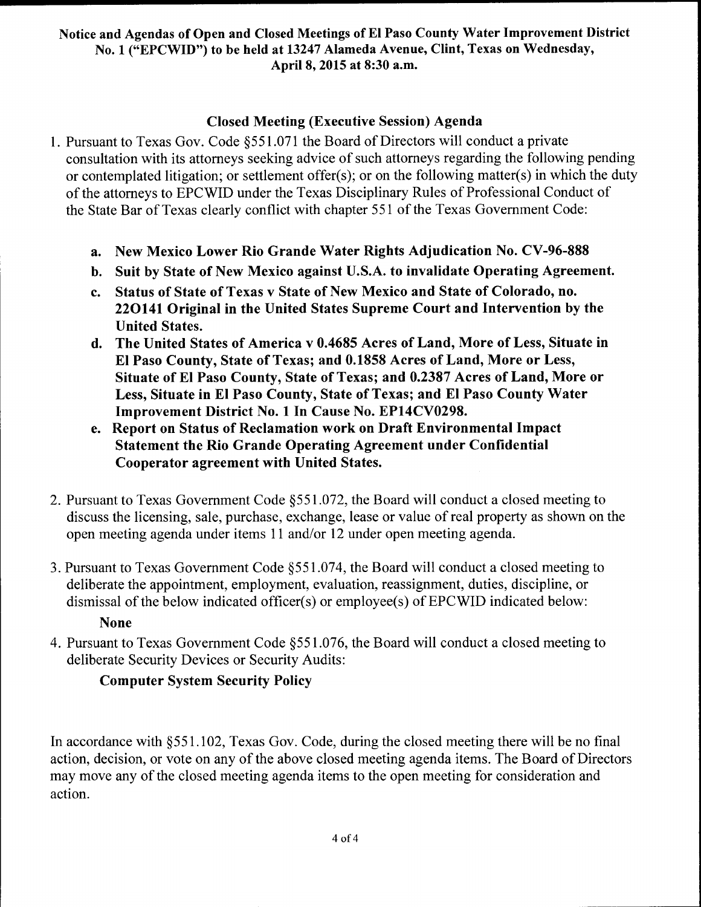**Notice and Agendas of Open and Closed Meetings of El Paso County Water Improvement District No. 1 ("EPCWID") to be held at 13247 Alameda Avenue, Clint, Texas on Wednesday, April 8, 2015 at 8:30 a.m.**

## Closed Meeting (Executive Session) Agenda

1. Pursuant to Texas Gov. Code §551.071 the Board of Directors will conduct a private consultation with its attorneys seeking advice of such attorneys regarding the following pending or contemplated litigation; or settlement offer(s); or on the following matter(s) in which the duty of the attorneys to EPCWID under the Texas Disciplinary Rules of Professional Conduct of the State Bar of Texas clearly conflict with chapter 551 of the Texas Government Code:

    a. **New Mexico Lower Rio Grande Water Rights Adjudication No. CV-96-888**
    
    b. **Suit by State of New Mexico against U.S.A. to invalidate Operating Agreement.**
    
    c. **Status of State of Texas v State of New Mexico and State of Colorado, no. 220141 Original in the United States Supreme Court and Intervention by the United States.**
    
    d. **The United States of America v 0.4685 Acres of Land, More of Less, Situate in El Paso County, State of Texas; and 0.1858 Acres of Land, More or Less, Situate of El Paso County, State of Texas; and 0.2387 Acres of Land, More or Less, Situate in El Paso County, State of Texas; and El Paso County Water Improvement District No. 1 In Cause No. EP14CV0298.**
    
    e. **Report on Status of Reclamation work on Draft Environmental Impact Statement the Rio Grande Operating Agreement under Confidential Cooperator agreement with United States.**

2. Pursuant to Texas Government Code §551.072, the Board will conduct a closed meeting to discuss the licensing, sale, purchase, exchange, lease or value of real property as shown on the open meeting agenda under items 11 and/or 12 under open meeting agenda.

3. Pursuant to Texas Government Code §551.074, the Board will conduct a closed meeting to deliberate the appointment, employment, evaluation, reassignment, duties, discipline, or dismissal of the below indicated officer(s) or employee(s) of EPCWID indicated below:

    **None**

4. Pursuant to Texas Government Code §551.076, the Board will conduct a closed meeting to deliberate Security Devices or Security Audits:

    **Computer System Security Policy**

In accordance with §551.102, Texas Gov. Code, during the closed meeting there will be no final action, decision, or vote on any of the above closed meeting agenda items. The Board of Directors may move any of the closed meeting agenda items to the open meeting for consideration and action.